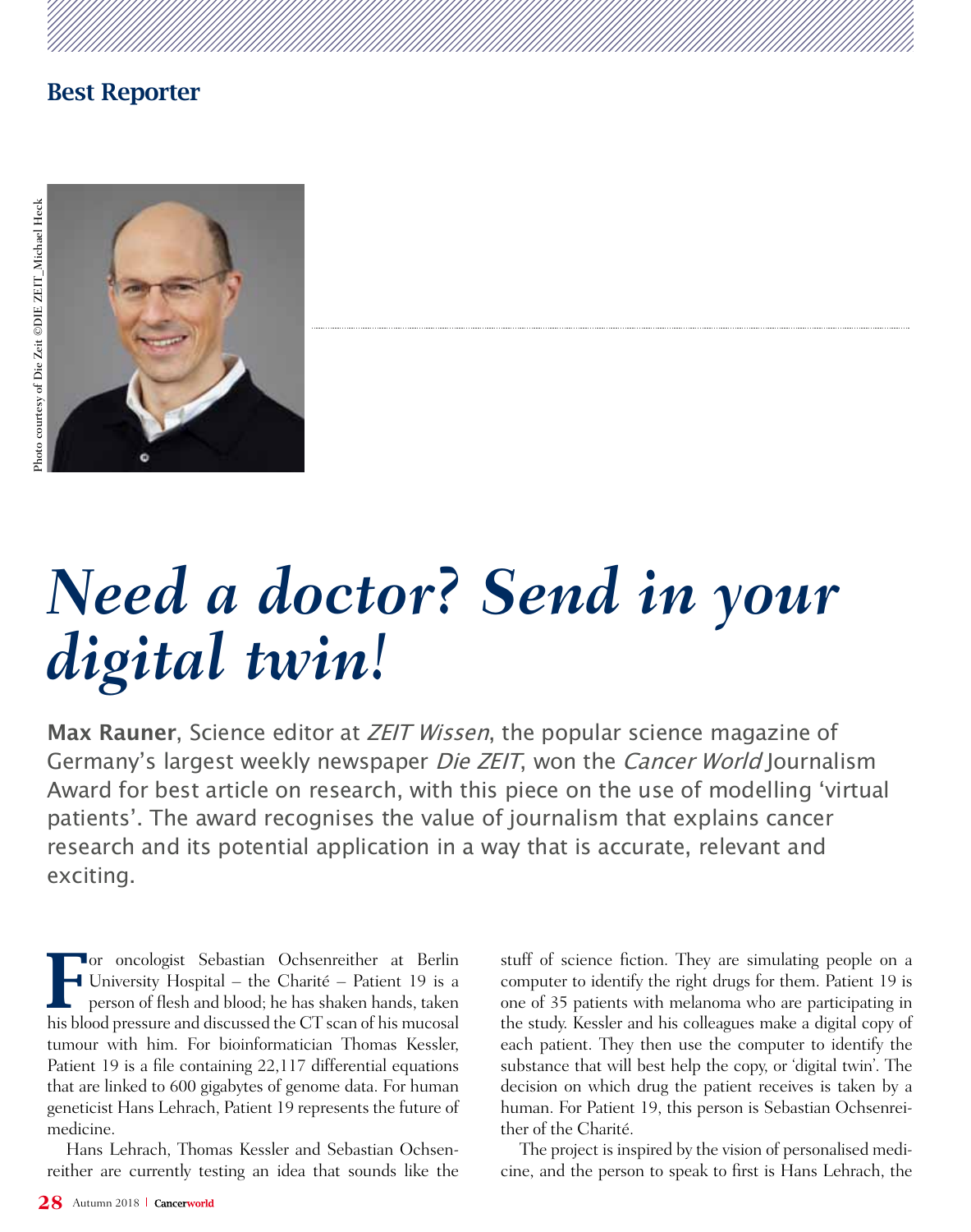## Best Reporter

Photo courtesy of Die Zeit ©DIE ZEIT_Michael Heck

# *Need a doctor? Send in your digital twin!*

**Max Rauner**, Science editor at *ZEIT Wissen*, the popular science magazine of Germany's largest weekly newspaper *Die ZEIT*, won the *Cancer World* Journalism Award for best article on research, with this piece on the use of modelling 'virtual patients'. The award recognises the value of journalism that explains cancer research and its potential application in a way that is accurate, relevant and exciting.

For oncologist Sebastian Ochsenreither at Berlin University Hospital – the Charité – Patient 19 is a person of flesh and blood; he has shaken hands, taken his blood pressure and discussed the CT scan of his mucosal tumour with him. For bioinformatician Thomas Kessler, Patient 19 is a file containing 22,117 differential equations that are linked to 600 gigabytes of genome data. For human geneticist Hans Lehrach, Patient 19 represents the future of medicine.

Hans Lehrach, Thomas Kessler and Sebastian Ochsenreither are currently testing an idea that sounds like the stuff of science fiction. They are simulating people on a computer to identify the right drugs for them. Patient 19 is one of 35 patients with melanoma who are participating in the study. Kessler and his colleagues make a digital copy of each patient. They then use the computer to identify the substance that will best help the copy, or 'digital twin'. The decision on which drug the patient receives is taken by a human. For Patient 19, this person is Sebastian Ochsenreither of the Charité.

The project is inspired by the vision of personalised medicine, and the person to speak to first is Hans Lehrach, the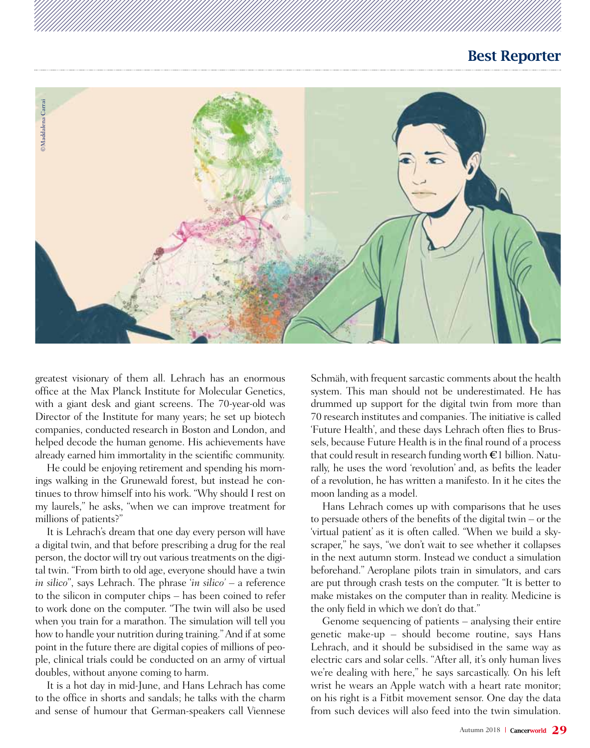greatest visionary of them all. Lehrach has an enormous office at the Max Planck Institute for Molecular Genetics, with a giant desk and giant screens. The 70-year-old was Director of the Institute for many years; he set up biotech companies, conducted research in Boston and London, and helped decode the human genome. His achievements have already earned him immortality in the scientific community.

He could be enjoying retirement and spending his mornings walking in the Grunewald forest, but instead he continues to throw himself into his work. "Why should I rest on my laurels," he asks, "when we can improve treatment for millions of patients?"

It is Lehrach's dream that one day every person will have a digital twin, and that before prescribing a drug for the real person, the doctor will try out various treatments on the digital twin. "From birth to old age, everyone should have a twin *in silico*", says Lehrach. The phrase '*in silico*' – a reference to the silicon in computer chips – has been coined to refer to work done on the computer. "The twin will also be used when you train for a marathon. The simulation will tell you how to handle your nutrition during training." And if at some point in the future there are digital copies of millions of people, clinical trials could be conducted on an army of virtual doubles, without anyone coming to harm.

It is a hot day in mid-June, and Hans Lehrach has come to the office in shorts and sandals; he talks with the charm and sense of humour that German-speakers call Viennese Schmäh, with frequent sarcastic comments about the health system. This man should not be underestimated. He has drummed up support for the digital twin from more than 70 research institutes and companies. The initiative is called 'Future Health', and these days Lehrach often flies to Brussels, because Future Health is in the final round of a process that could result in research funding worth €1 billion. Naturally, he uses the word 'revolution' and, as befits the leader of a revolution, he has written a manifesto. In it he cites the moon landing as a model.

Hans Lehrach comes up with comparisons that he uses to persuade others of the benefits of the digital twin – or the 'virtual patient' as it is often called. "When we build a skyscraper," he says, "we don't wait to see whether it collapses in the next autumn storm. Instead we conduct a simulation beforehand." Aeroplane pilots train in simulators, and cars are put through crash tests on the computer. "It is better to make mistakes on the computer than in reality. Medicine is the only field in which we don't do that."

Genome sequencing of patients – analysing their entire genetic make-up – should become routine, says Hans Lehrach, and it should be subsidised in the same way as electric cars and solar cells. "After all, it's only human lives we're dealing with here," he says sarcastically. On his left wrist he wears an Apple watch with a heart rate monitor; on his right is a Fitbit movement sensor. One day the data from such devices will also feed into the twin simulation.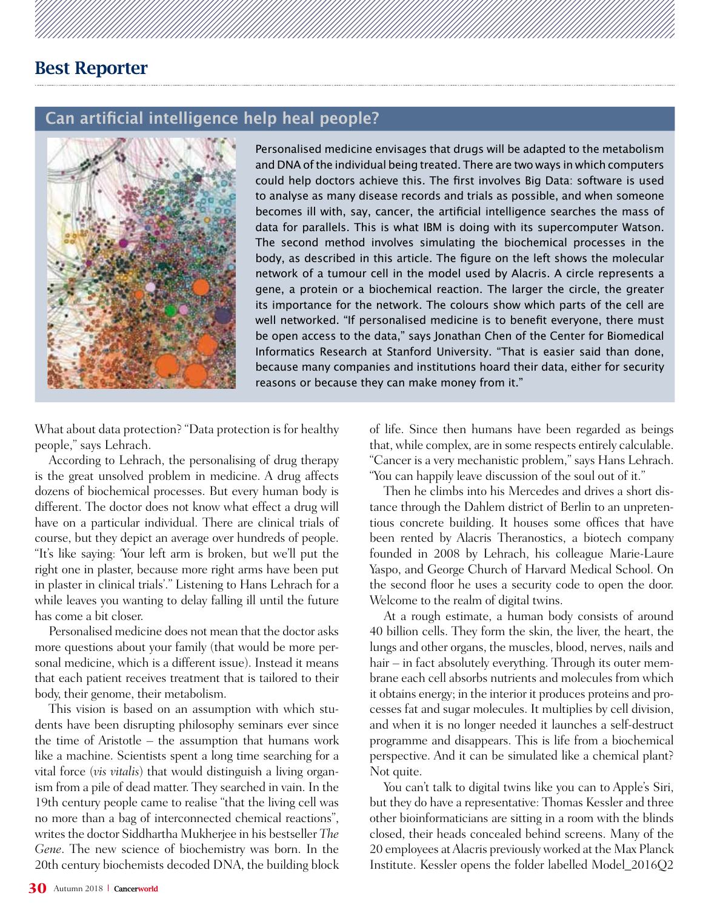## Best Reporter

### Can artificial intelligence help heal people?

Personalised medicine envisages that drugs will be adapted to the metabolism and DNA of the individual being treated. There are two ways in which computers could help doctors achieve this. The first involves Big Data: software is used to analyse as many disease records and trials as possible, and when someone becomes ill with, say, cancer, the artificial intelligence searches the mass of data for parallels. This is what IBM is doing with its supercomputer Watson. The second method involves simulating the biochemical processes in the body, as described in this article. The figure on the left shows the molecular network of a tumour cell in the model used by Alacris. A circle represents a gene, a protein or a biochemical reaction. The larger the circle, the greater its importance for the network. The colours show which parts of the cell are well networked. "If personalised medicine is to benefit everyone, there must be open access to the data," says Jonathan Chen of the Center for Biomedical Informatics Research at Stanford University. "That is easier said than done, because many companies and institutions hoard their data, either for security reasons or because they can make money from it."

What about data protection? "Data protection is for healthy people," says Lehrach.

According to Lehrach, the personalising of drug therapy is the great unsolved problem in medicine. A drug affects dozens of biochemical processes. But every human body is different. The doctor does not know what effect a drug will have on a particular individual. There are clinical trials of course, but they depict an average over hundreds of people. "It's like saying: 'Your left arm is broken, but we'll put the right one in plaster, because more right arms have been put in plaster in clinical trials'." Listening to Hans Lehrach for a while leaves you wanting to delay falling ill until the future has come a bit closer.

Personalised medicine does not mean that the doctor asks more questions about your family (that would be more personal medicine, which is a different issue). Instead it means that each patient receives treatment that is tailored to their body, their genome, their metabolism.

This vision is based on an assumption with which students have been disrupting philosophy seminars ever since the time of Aristotle – the assumption that humans work like a machine. Scientists spent a long time searching for a vital force (*vis vitalis*) that would distinguish a living organism from a pile of dead matter. They searched in vain. In the 19th century people came to realise "that the living cell was no more than a bag of interconnected chemical reactions", writes the doctor Siddhartha Mukherjee in his bestseller *The Gene*. The new science of biochemistry was born. In the 20th century biochemists decoded DNA, the building block of life. Since then humans have been regarded as beings that, while complex, are in some respects entirely calculable. "Cancer is a very mechanistic problem," says Hans Lehrach. "You can happily leave discussion of the soul out of it."

Then he climbs into his Mercedes and drives a short distance through the Dahlem district of Berlin to an unpretentious concrete building. It houses some offices that have been rented by Alacris Theranostics, a biotech company founded in 2008 by Lehrach, his colleague Marie-Laure Yaspo, and George Church of Harvard Medical School. On the second floor he uses a security code to open the door. Welcome to the realm of digital twins.

At a rough estimate, a human body consists of around 40 billion cells. They form the skin, the liver, the heart, the lungs and other organs, the muscles, blood, nerves, nails and hair – in fact absolutely everything. Through its outer membrane each cell absorbs nutrients and molecules from which it obtains energy; in the interior it produces proteins and processes fat and sugar molecules. It multiplies by cell division, and when it is no longer needed it launches a self-destruct programme and disappears. This is life from a biochemical perspective. And it can be simulated like a chemical plant? Not quite.

You can't talk to digital twins like you can to Apple's Siri, but they do have a representative: Thomas Kessler and three other bioinformaticians are sitting in a room with the blinds closed, their heads concealed behind screens. Many of the 20 employees at Alacris previously worked at the Max Planck Institute. Kessler opens the folder labelled Model_2016Q2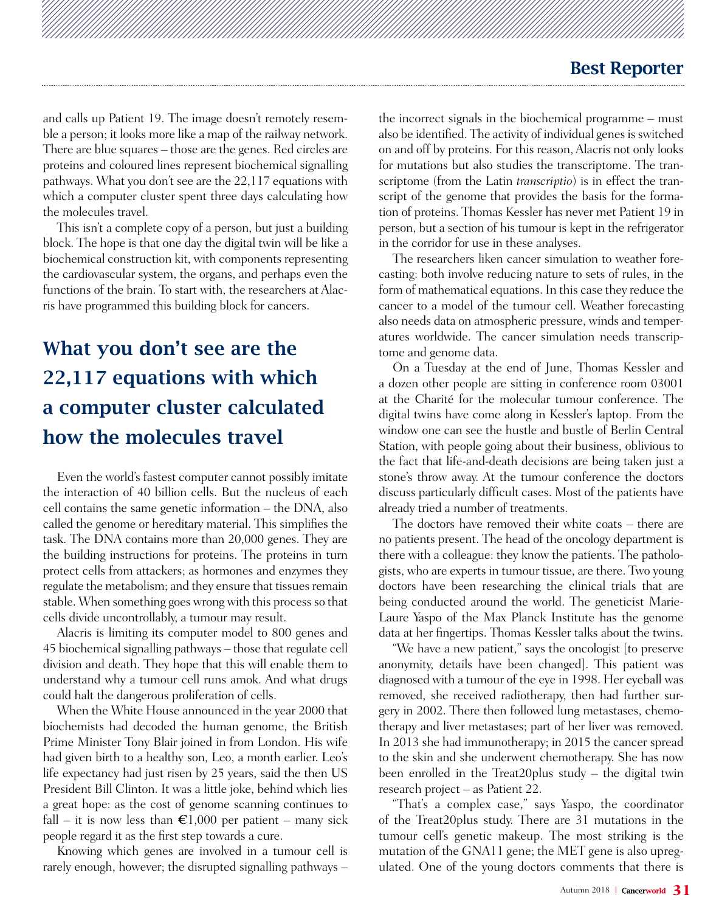and calls up Patient 19. The image doesn't remotely resemble a person; it looks more like a map of the railway network. There are blue squares – those are the genes. Red circles are proteins and coloured lines represent biochemical signalling pathways. What you don't see are the 22,117 equations with which a computer cluster spent three days calculating how the molecules travel.

This isn't a complete copy of a person, but just a building block. The hope is that one day the digital twin will be like a biochemical construction kit, with components representing the cardiovascular system, the organs, and perhaps even the functions of the brain. To start with, the researchers at Alacris have programmed this building block for cancers.

## What you don't see are the 22,117 equations with which a computer cluster calculated how the molecules travel

Even the world's fastest computer cannot possibly imitate the interaction of 40 billion cells. But the nucleus of each cell contains the same genetic information – the DNA, also called the genome or hereditary material. This simplifies the task. The DNA contains more than 20,000 genes. They are the building instructions for proteins. The proteins in turn protect cells from attackers; as hormones and enzymes they regulate the metabolism; and they ensure that tissues remain stable. When something goes wrong with this process so that cells divide uncontrollably, a tumour may result.

Alacris is limiting its computer model to 800 genes and 45 biochemical signalling pathways – those that regulate cell division and death. They hope that this will enable them to understand why a tumour cell runs amok. And what drugs could halt the dangerous proliferation of cells.

When the White House announced in the year 2000 that biochemists had decoded the human genome, the British Prime Minister Tony Blair joined in from London. His wife had given birth to a healthy son, Leo, a month earlier. Leo's life expectancy had just risen by 25 years, said the then US President Bill Clinton. It was a little joke, behind which lies a great hope: as the cost of genome scanning continues to fall – it is now less than €1,000 per patient – many sick people regard it as the first step towards a cure.

Knowing which genes are involved in a tumour cell is rarely enough, however; the disrupted signalling pathways – the incorrect signals in the biochemical programme – must also be identified. The activity of individual genes is switched on and off by proteins. For this reason, Alacris not only looks for mutations but also studies the transcriptome. The transcriptome (from the Latin *transcriptio*) is in effect the transcript of the genome that provides the basis for the formation of proteins. Thomas Kessler has never met Patient 19 in person, but a section of his tumour is kept in the refrigerator in the corridor for use in these analyses.

The researchers liken cancer simulation to weather forecasting: both involve reducing nature to sets of rules, in the form of mathematical equations. In this case they reduce the cancer to a model of the tumour cell. Weather forecasting also needs data on atmospheric pressure, winds and temperatures worldwide. The cancer simulation needs transcriptome and genome data.

On a Tuesday at the end of June, Thomas Kessler and a dozen other people are sitting in conference room 03001 at the Charité for the molecular tumour conference. The digital twins have come along in Kessler's laptop. From the window one can see the hustle and bustle of Berlin Central Station, with people going about their business, oblivious to the fact that life-and-death decisions are being taken just a stone's throw away. At the tumour conference the doctors discuss particularly difficult cases. Most of the patients have already tried a number of treatments.

The doctors have removed their white coats – there are no patients present. The head of the oncology department is there with a colleague: they know the patients. The pathologists, who are experts in tumour tissue, are there. Two young doctors have been researching the clinical trials that are being conducted around the world. The geneticist Marie-Laure Yaspo of the Max Planck Institute has the genome data at her fingertips. Thomas Kessler talks about the twins.

"We have a new patient," says the oncologist [to preserve anonymity, details have been changed]. This patient was diagnosed with a tumour of the eye in 1998. Her eyeball was removed, she received radiotherapy, then had further surgery in 2002. There then followed lung metastases, chemotherapy and liver metastases; part of her liver was removed. In 2013 she had immunotherapy; in 2015 the cancer spread to the skin and she underwent chemotherapy. She has now been enrolled in the Treat20plus study – the digital twin research project – as Patient 22.

"That's a complex case," says Yaspo, the coordinator of the Treat20plus study. There are 31 mutations in the tumour cell's genetic makeup. The most striking is the mutation of the GNA11 gene; the MET gene is also upregulated. One of the young doctors comments that there is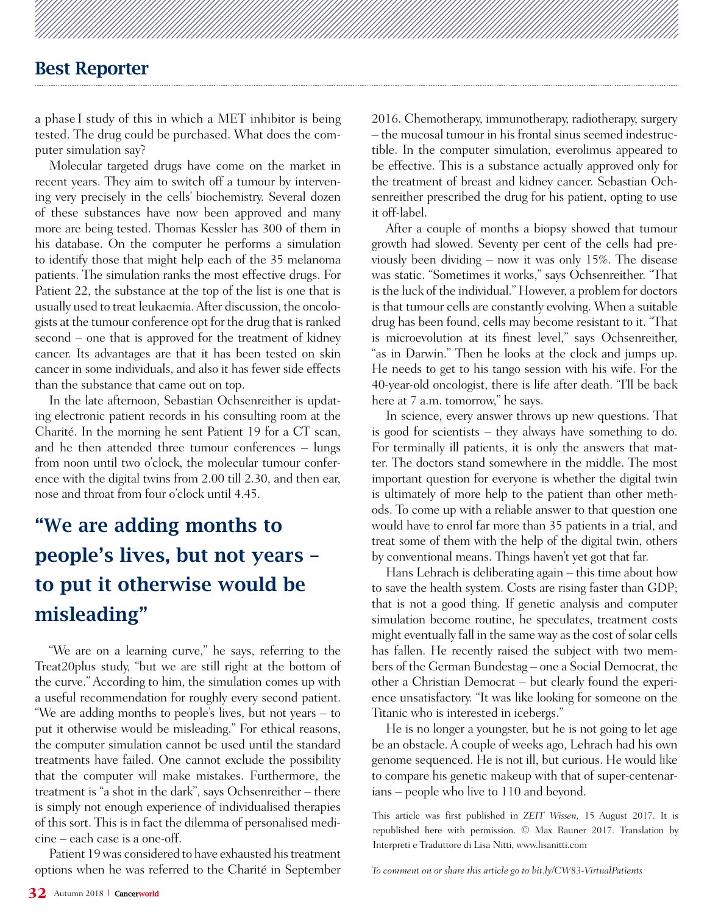a phase I study of this in which a MET inhibitor is being tested. The drug could be purchased. What does the computer simulation say?

Molecular targeted drugs have come on the market in recent years. They aim to switch off a tumour by intervening very precisely in the cells' biochemistry. Several dozen of these substances have now been approved and many more are being tested. Thomas Kessler has 300 of them in his database. On the computer he performs a simulation to identify those that might help each of the 35 melanoma patients. The simulation ranks the most effective drugs. For Patient 22, the substance at the top of the list is one that is usually used to treat leukaemia. After discussion, the oncologists at the tumour conference opt for the drug that is ranked second – one that is approved for the treatment of kidney cancer. Its advantages are that it has been tested on skin cancer in some individuals, and also it has fewer side effects than the substance that came out on top.

In the late afternoon, Sebastian Ochsenreither is updating electronic patient records in his consulting room at the Charité. In the morning he sent Patient 19 for a CT scan, and he then attended three tumour conferences – lungs from noon until two o'clock, the molecular tumour conference with the digital twins from 2.00 till 2.30, and then ear, nose and throat from four o'clock until 4.45.

## "We are adding months to people's lives, but not years – to put it otherwise would be misleading"

"We are on a learning curve," he says, referring to the Treat20plus study, "but we are still right at the bottom of the curve." According to him, the simulation comes up with a useful recommendation for roughly every second patient. "We are adding months to people's lives, but not years – to put it otherwise would be misleading." For ethical reasons, the computer simulation cannot be used until the standard treatments have failed. One cannot exclude the possibility that the computer will make mistakes. Furthermore, the treatment is "a shot in the dark", says Ochsenreither – there is simply not enough experience of individualised therapies of this sort. This is in fact the dilemma of personalised medicine – each case is a one-off.

Patient 19 was considered to have exhausted his treatment options when he was referred to the Charité in September 2016. Chemotherapy, immunotherapy, radiotherapy, surgery – the mucosal tumour in his frontal sinus seemed indestructible. In the computer simulation, everolimus appeared to be effective. This is a substance actually approved only for the treatment of breast and kidney cancer. Sebastian Ochsenreither prescribed the drug for his patient, opting to use it off-label.

After a couple of months a biopsy showed that tumour growth had slowed. Seventy per cent of the cells had previously been dividing – now it was only 15%. The disease was static. "Sometimes it works," says Ochsenreither. "That is the luck of the individual." However, a problem for doctors is that tumour cells are constantly evolving. When a suitable drug has been found, cells may become resistant to it. "That is microevolution at its finest level," says Ochsenreither, "as in Darwin." Then he looks at the clock and jumps up. He needs to get to his tango session with his wife. For the 40-year-old oncologist, there is life after death. "I'll be back here at 7 a.m. tomorrow," he says.

In science, every answer throws up new questions. That is good for scientists – they always have something to do. For terminally ill patients, it is only the answers that matter. The doctors stand somewhere in the middle. The most important question for everyone is whether the digital twin is ultimately of more help to the patient than other methods. To come up with a reliable answer to that question one would have to enrol far more than 35 patients in a trial, and treat some of them with the help of the digital twin, others by conventional means. Things haven't yet got that far.

Hans Lehrach is deliberating again – this time about how to save the health system. Costs are rising faster than GDP; that is not a good thing. If genetic analysis and computer simulation become routine, he speculates, treatment costs might eventually fall in the same way as the cost of solar cells has fallen. He recently raised the subject with two members of the German Bundestag – one a Social Democrat, the other a Christian Democrat – but clearly found the experience unsatisfactory. "It was like looking for someone on the Titanic who is interested in icebergs."

He is no longer a youngster, but he is not going to let age be an obstacle. A couple of weeks ago, Lehrach had his own genome sequenced. He is not ill, but curious. He would like to compare his genetic makeup with that of super-centenarians – people who live to 110 and beyond.

This article was first published in *ZEIT Wissen,* 15 August 2017. It is republished here with permission. © Max Rauner 2017. Translation by Interpreti e Traduttore di Lisa Nitti, www.lisanitti.com

*To comment on or share this article go to bit.ly/CW83-VirtualPatients*